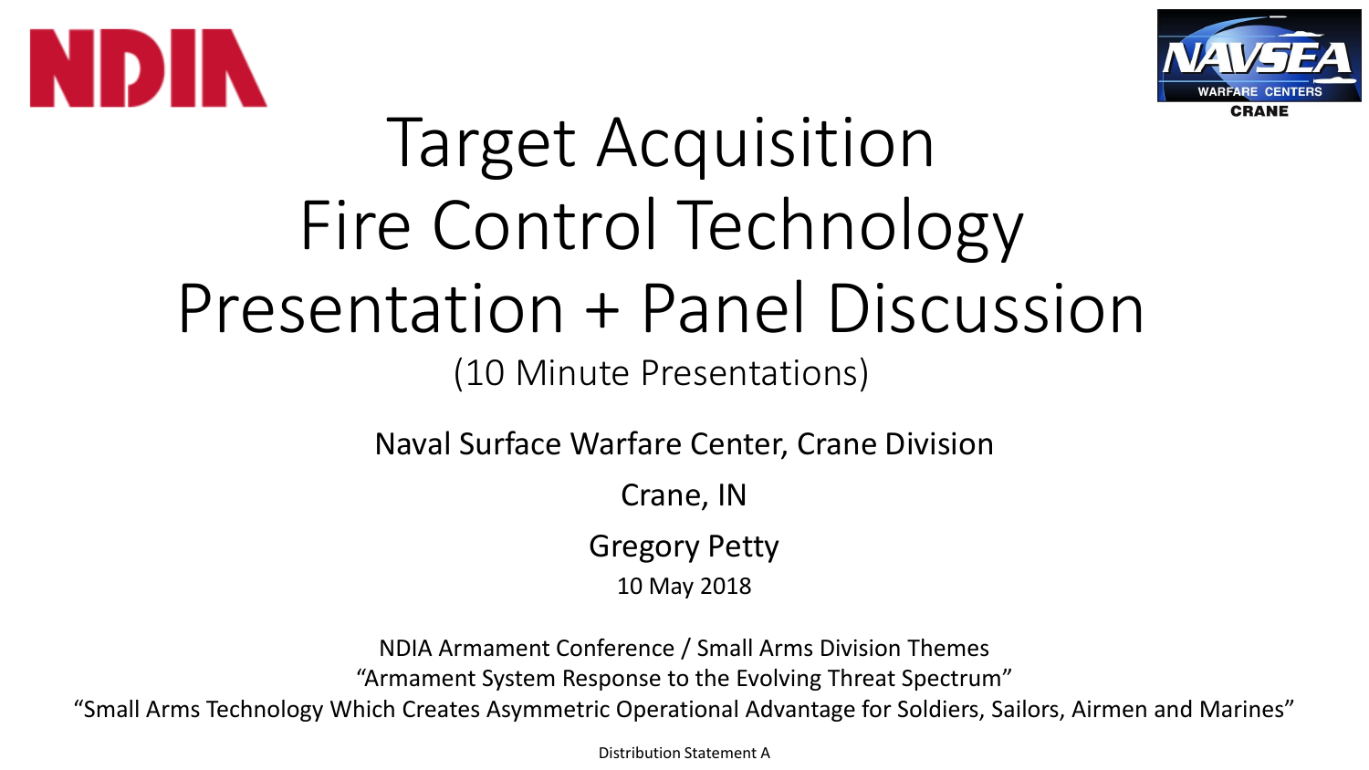NDIA

NAVSEA WARFARE CENTERS CRANE

# Target Acquisition Fire Control Technology Presentation + Panel Discussion

(10 Minute Presentations)

Naval Surface Warfare Center, Crane Division

Crane, IN

Gregory Petty

10 May 2018

NDIA Armament Conference / Small Arms Division Themes

“Armament System Response to the Evolving Threat Spectrum”

“Small Arms Technology Which Creates Asymmetric Operational Advantage for Soldiers, Sailors, Airmen and Marines”

Distribution Statement A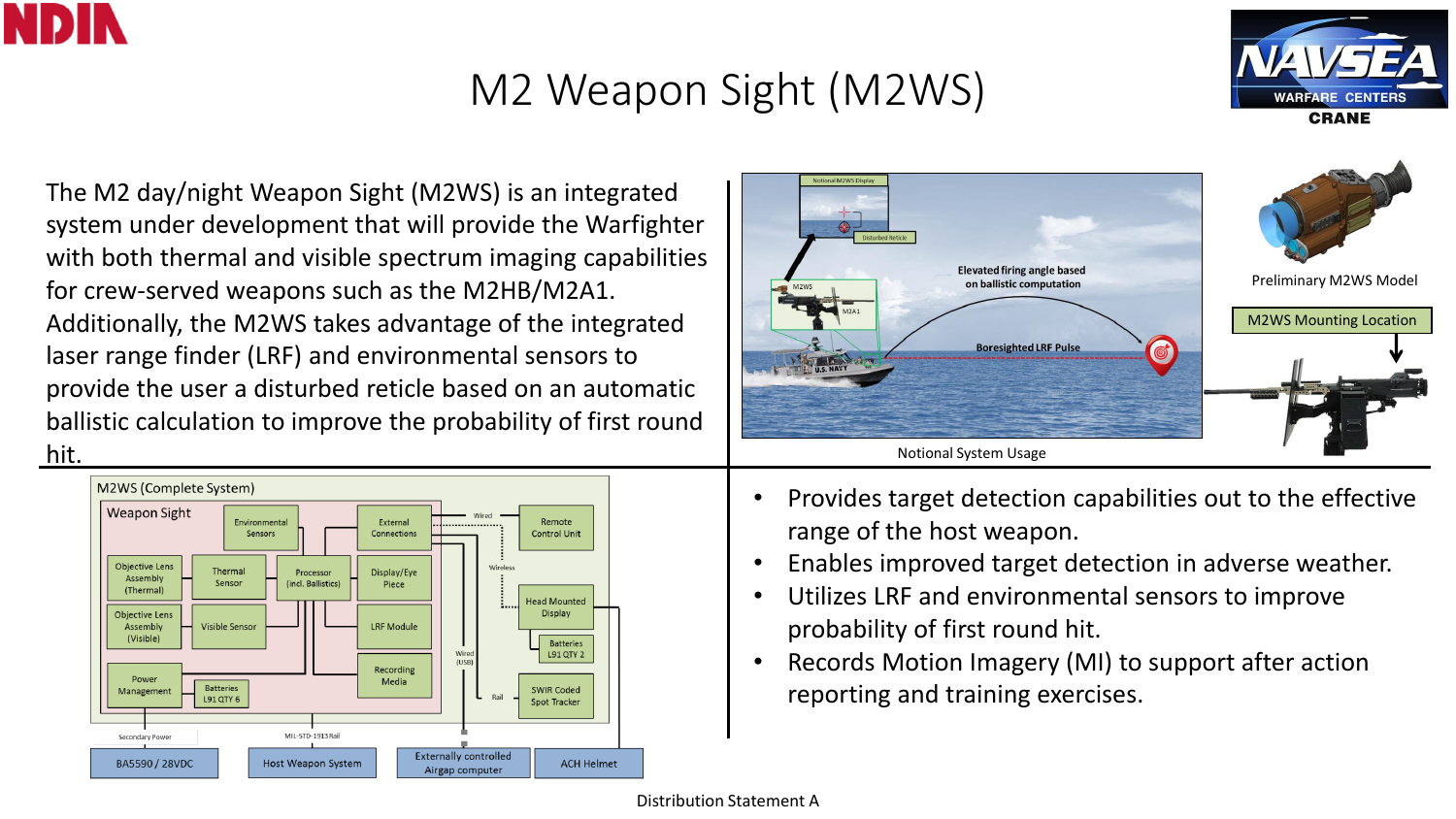# M2 Weapon Sight (M2WS)

The M2 day/night Weapon Sight (M2WS) is an integrated system under development that will provide the Warfighter with both thermal and visible spectrum imaging capabilities for crew-served weapons such as the M2HB/M2A1. Additionally, the M2WS takes advantage of the integrated laser range finder (LRF) and environmental sensors to provide the user a disturbed reticle based on an automatic ballistic calculation to improve the probability of first round hit.

Notional M2WS Display

Disturbed Reticle

M2WS

M2A1

Elevated firing angle based on ballistic computation

Boresighted LRF Pulse

Notional System Usage

Preliminary M2WS Model

M2WS Mounting Location

M2WS (Complete System)

Weapon Sight

Environmental Sensors

External Connections

Objective Lens Assembly (Thermal)

Thermal Sensor

Processor (incl. Ballistics)

Display/Eye Piece

Objective Lens Assembly (Visible)

Visible Sensor

LRF Module

Recording Media

Power Management

Batteries L91 QTY 6

Wired

Wireless

Wired (USB)

Rail

Remote Control Unit

Head Mounted Display

Batteries L91 QTY 2

SWIR Coded Spot Tracker

Secondary Power

MIL-STD-1913 Rail

BA5590 / 28VDC

Host Weapon System

Externally controlled Airgap computer

ACH Helmet

- Provides target detection capabilities out to the effective range of the host weapon.
- Enables improved target detection in adverse weather.
- Utilizes LRF and environmental sensors to improve probability of first round hit.
- Records Motion Imagery (MI) to support after action reporting and training exercises.

Distribution Statement A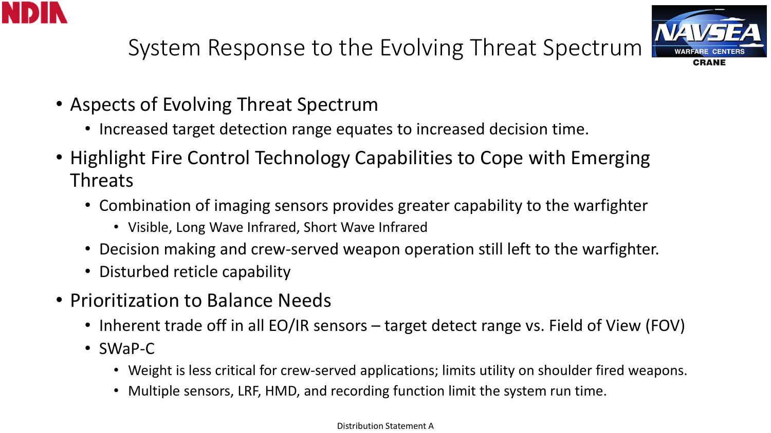# System Response to the Evolving Threat Spectrum

- Aspects of Evolving Threat Spectrum
  - Increased target detection range equates to increased decision time.
- Highlight Fire Control Technology Capabilities to Cope with Emerging Threats
  - Combination of imaging sensors provides greater capability to the warfighter
    - Visible, Long Wave Infrared, Short Wave Infrared
  - Decision making and crew-served weapon operation still left to the warfighter.
  - Disturbed reticle capability
- Prioritization to Balance Needs
  - Inherent trade off in all EO/IR sensors – target detect range vs. Field of View (FOV)
  - SWaP-C
    - Weight is less critical for crew-served applications; limits utility on shoulder fired weapons.
    - Multiple sensors, LRF, HMD, and recording function limit the system run time.

Distribution Statement A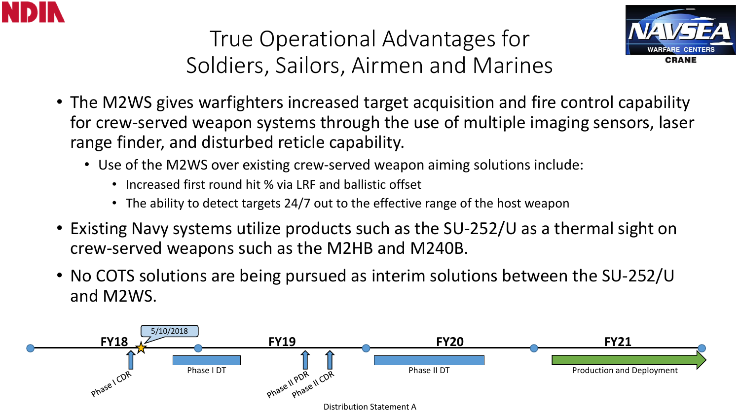# True Operational Advantages for Soldiers, Sailors, Airmen and Marines

- The M2WS gives warfighters increased target acquisition and fire control capability for crew-served weapon systems through the use of multiple imaging sensors, laser range finder, and disturbed reticle capability.
  - Use of the M2WS over existing crew-served weapon aiming solutions include:
    - Increased first round hit % via LRF and ballistic offset
    - The ability to detect targets 24/7 out to the effective range of the host weapon
- Existing Navy systems utilize products such as the SU-252/U as a thermal sight on crew-served weapons such as the M2HB and M240B.
- No COTS solutions are being pursued as interim solutions between the SU-252/U and M2WS.

FY18
5/10/2018
Phase I CDR
Phase I DT
FY19
Phase II PDR
Phase II CDR
FY20
Phase II DT
FY21
Production and Deployment

Distribution Statement A